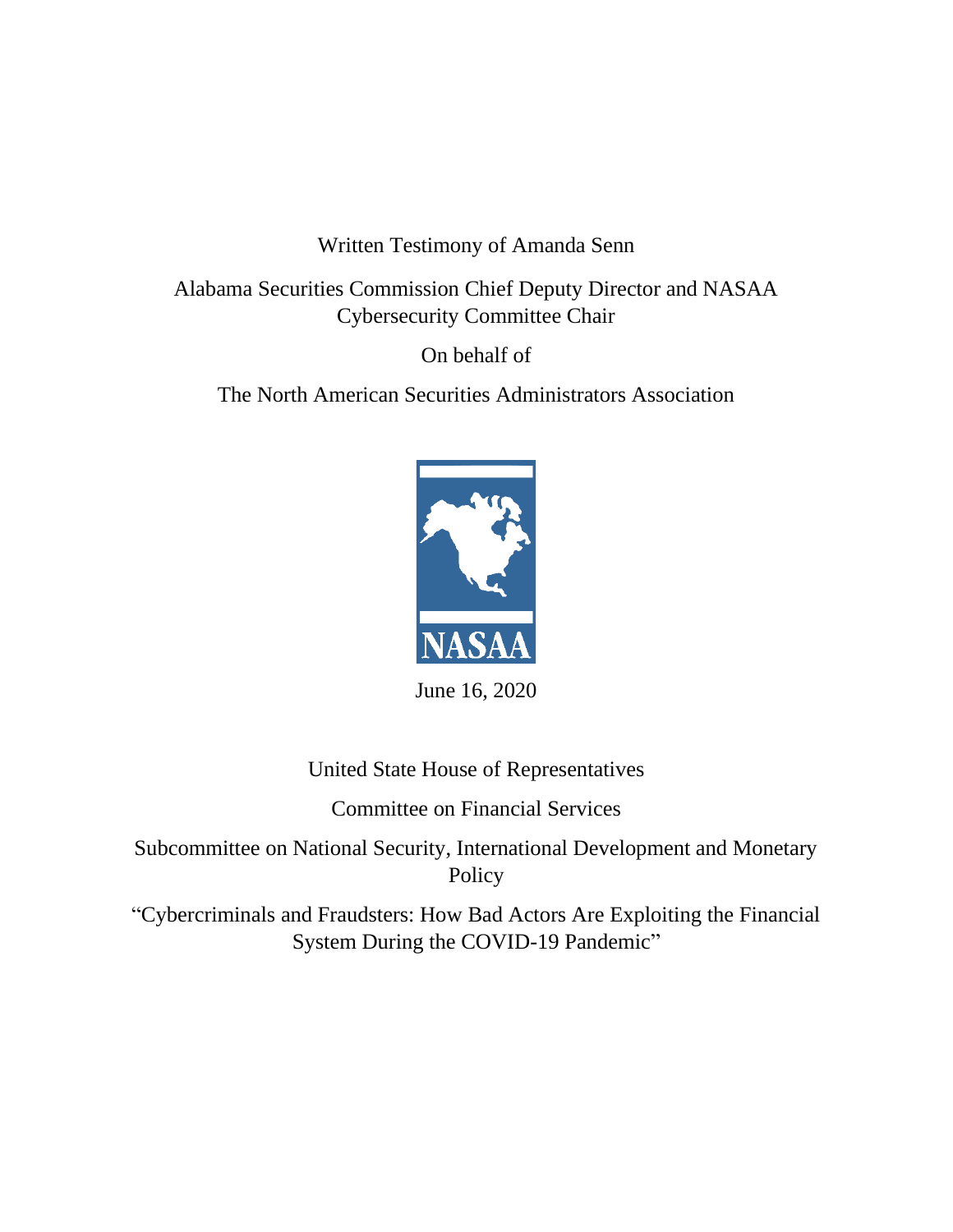Written Testimony of Amanda Senn

Alabama Securities Commission Chief Deputy Director and NASAA Cybersecurity Committee Chair

On behalf of

The North American Securities Administrators Association

NASAA

June 16, 2020

United State House of Representatives

Committee on Financial Services

Subcommittee on National Security, International Development and Monetary Policy

"Cybercriminals and Fraudsters: How Bad Actors Are Exploiting the Financial System During the COVID-19 Pandemic"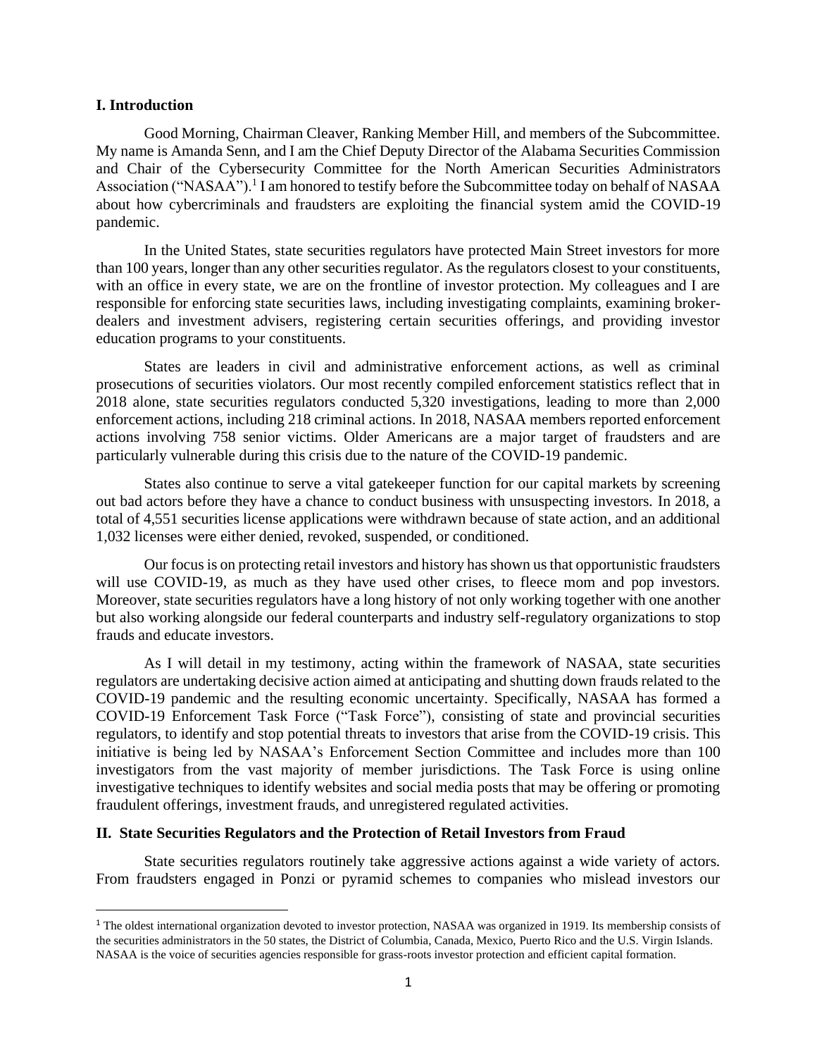## I. Introduction

Good Morning, Chairman Cleaver, Ranking Member Hill, and members of the Subcommittee. My name is Amanda Senn, and I am the Chief Deputy Director of the Alabama Securities Commission and Chair of the Cybersecurity Committee for the North American Securities Administrators Association ("NASAA").[1] I am honored to testify before the Subcommittee today on behalf of NASAA about how cybercriminals and fraudsters are exploiting the financial system amid the COVID-19 pandemic.

In the United States, state securities regulators have protected Main Street investors for more than 100 years, longer than any other securities regulator. As the regulators closest to your constituents, with an office in every state, we are on the frontline of investor protection. My colleagues and I are responsible for enforcing state securities laws, including investigating complaints, examining broker-dealers and investment advisers, registering certain securities offerings, and providing investor education programs to your constituents.

States are leaders in civil and administrative enforcement actions, as well as criminal prosecutions of securities violators. Our most recently compiled enforcement statistics reflect that in 2018 alone, state securities regulators conducted 5,320 investigations, leading to more than 2,000 enforcement actions, including 218 criminal actions. In 2018, NASAA members reported enforcement actions involving 758 senior victims. Older Americans are a major target of fraudsters and are particularly vulnerable during this crisis due to the nature of the COVID-19 pandemic.

States also continue to serve a vital gatekeeper function for our capital markets by screening out bad actors before they have a chance to conduct business with unsuspecting investors. In 2018, a total of 4,551 securities license applications were withdrawn because of state action, and an additional 1,032 licenses were either denied, revoked, suspended, or conditioned.

Our focus is on protecting retail investors and history has shown us that opportunistic fraudsters will use COVID-19, as much as they have used other crises, to fleece mom and pop investors. Moreover, state securities regulators have a long history of not only working together with one another but also working alongside our federal counterparts and industry self-regulatory organizations to stop frauds and educate investors.

As I will detail in my testimony, acting within the framework of NASAA, state securities regulators are undertaking decisive action aimed at anticipating and shutting down frauds related to the COVID-19 pandemic and the resulting economic uncertainty. Specifically, NASAA has formed a COVID-19 Enforcement Task Force ("Task Force"), consisting of state and provincial securities regulators, to identify and stop potential threats to investors that arise from the COVID-19 crisis. This initiative is being led by NASAA's Enforcement Section Committee and includes more than 100 investigators from the vast majority of member jurisdictions. The Task Force is using online investigative techniques to identify websites and social media posts that may be offering or promoting fraudulent offerings, investment frauds, and unregistered regulated activities.

## II. State Securities Regulators and the Protection of Retail Investors from Fraud

State securities regulators routinely take aggressive actions against a wide variety of actors. From fraudsters engaged in Ponzi or pyramid schemes to companies who mislead investors our

[1] The oldest international organization devoted to investor protection, NASAA was organized in 1919. Its membership consists of the securities administrators in the 50 states, the District of Columbia, Canada, Mexico, Puerto Rico and the U.S. Virgin Islands. NASAA is the voice of securities agencies responsible for grass-roots investor protection and efficient capital formation.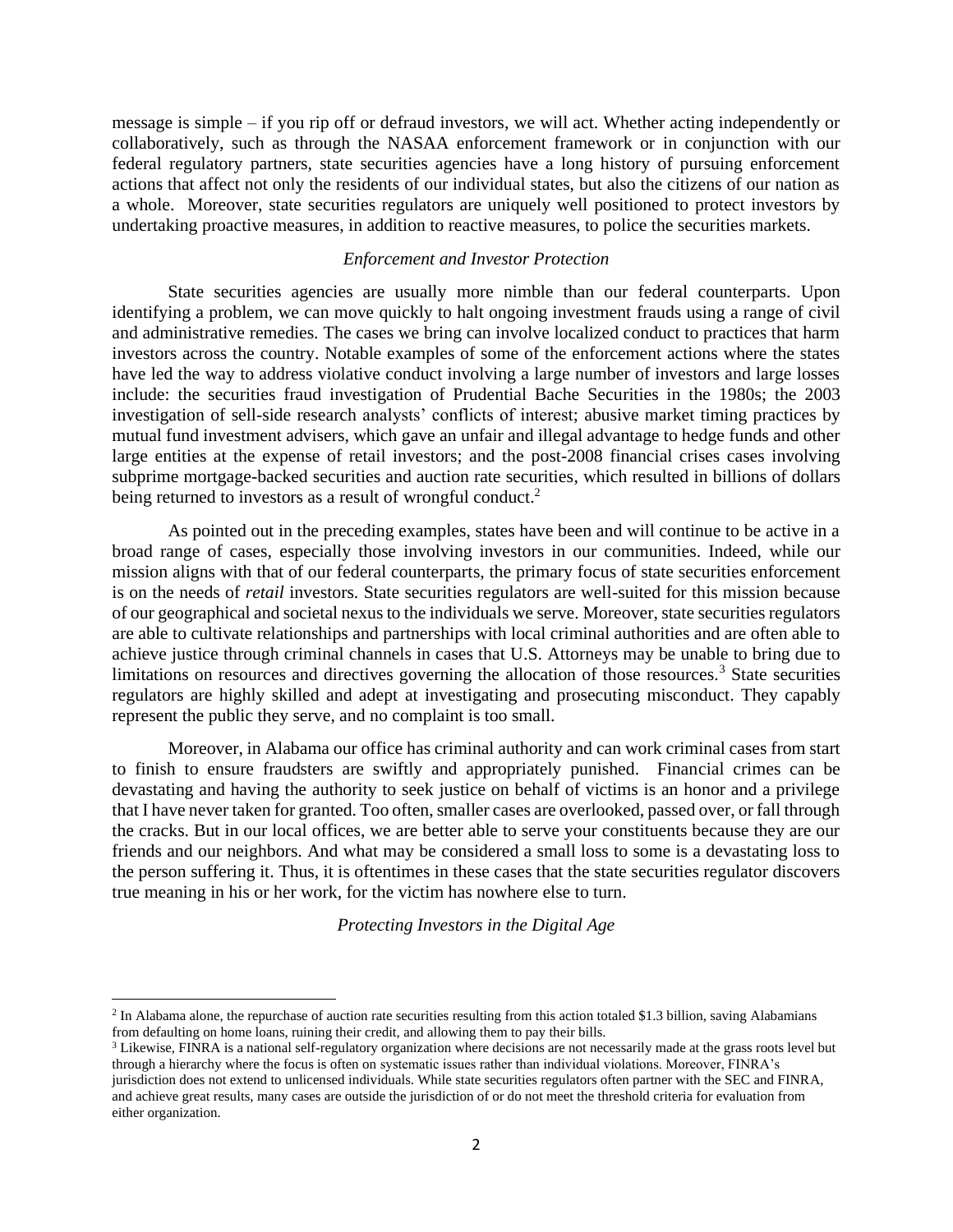message is simple – if you rip off or defraud investors, we will act. Whether acting independently or collaboratively, such as through the NASAA enforcement framework or in conjunction with our federal regulatory partners, state securities agencies have a long history of pursuing enforcement actions that affect not only the residents of our individual states, but also the citizens of our nation as a whole. Moreover, state securities regulators are uniquely well positioned to protect investors by undertaking proactive measures, in addition to reactive measures, to police the securities markets.

### *Enforcement and Investor Protection*

State securities agencies are usually more nimble than our federal counterparts. Upon identifying a problem, we can move quickly to halt ongoing investment frauds using a range of civil and administrative remedies. The cases we bring can involve localized conduct to practices that harm investors across the country. Notable examples of some of the enforcement actions where the states have led the way to address violative conduct involving a large number of investors and large losses include: the securities fraud investigation of Prudential Bache Securities in the 1980s; the 2003 investigation of sell-side research analysts' conflicts of interest; abusive market timing practices by mutual fund investment advisers, which gave an unfair and illegal advantage to hedge funds and other large entities at the expense of retail investors; and the post-2008 financial crises cases involving subprime mortgage-backed securities and auction rate securities, which resulted in billions of dollars being returned to investors as a result of wrongful conduct.[2]

As pointed out in the preceding examples, states have been and will continue to be active in a broad range of cases, especially those involving investors in our communities. Indeed, while our mission aligns with that of our federal counterparts, the primary focus of state securities enforcement is on the needs of *retail* investors. State securities regulators are well-suited for this mission because of our geographical and societal nexus to the individuals we serve. Moreover, state securities regulators are able to cultivate relationships and partnerships with local criminal authorities and are often able to achieve justice through criminal channels in cases that U.S. Attorneys may be unable to bring due to limitations on resources and directives governing the allocation of those resources.[3] State securities regulators are highly skilled and adept at investigating and prosecuting misconduct. They capably represent the public they serve, and no complaint is too small.

Moreover, in Alabama our office has criminal authority and can work criminal cases from start to finish to ensure fraudsters are swiftly and appropriately punished. Financial crimes can be devastating and having the authority to seek justice on behalf of victims is an honor and a privilege that I have never taken for granted. Too often, smaller cases are overlooked, passed over, or fall through the cracks. But in our local offices, we are better able to serve your constituents because they are our friends and our neighbors. And what may be considered a small loss to some is a devastating loss to the person suffering it. Thus, it is oftentimes in these cases that the state securities regulator discovers true meaning in his or her work, for the victim has nowhere else to turn.

### *Protecting Investors in the Digital Age*

---

[2] In Alabama alone, the repurchase of auction rate securities resulting from this action totaled $1.3 billion, saving Alabamians from defaulting on home loans, ruining their credit, and allowing them to pay their bills.

[3] Likewise, FINRA is a national self-regulatory organization where decisions are not necessarily made at the grass roots level but through a hierarchy where the focus is often on systematic issues rather than individual violations. Moreover, FINRA's jurisdiction does not extend to unlicensed individuals. While state securities regulators often partner with the SEC and FINRA, and achieve great results, many cases are outside the jurisdiction of or do not meet the threshold criteria for evaluation from either organization.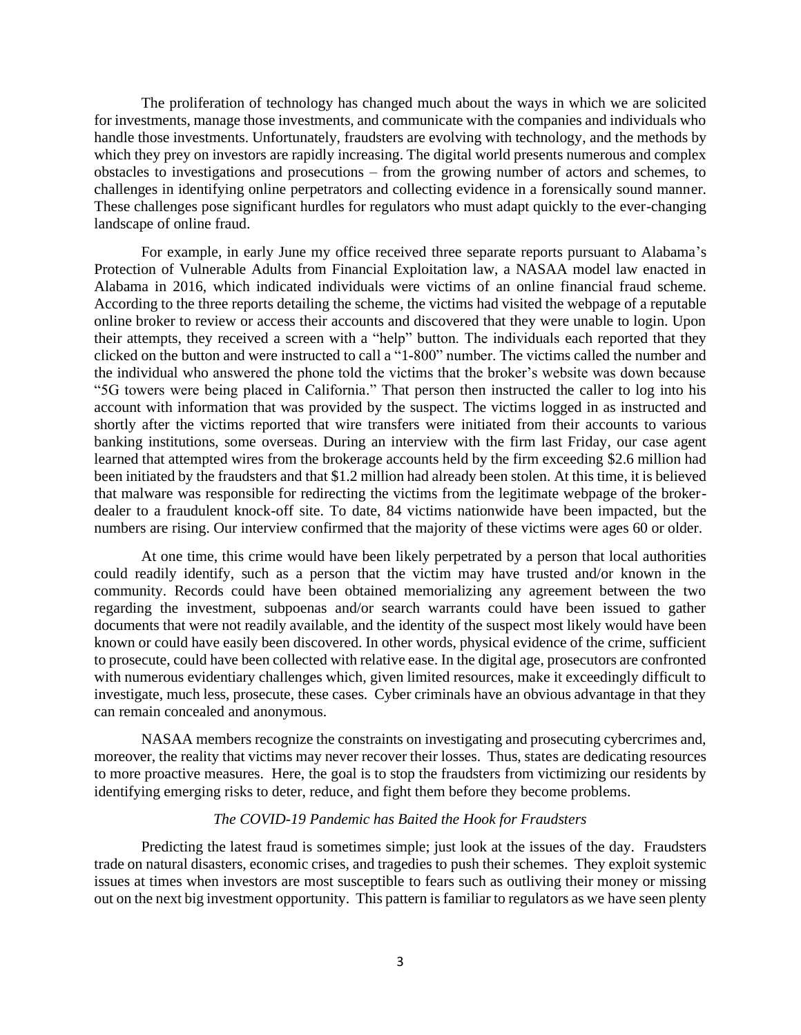The proliferation of technology has changed much about the ways in which we are solicited for investments, manage those investments, and communicate with the companies and individuals who handle those investments. Unfortunately, fraudsters are evolving with technology, and the methods by which they prey on investors are rapidly increasing. The digital world presents numerous and complex obstacles to investigations and prosecutions – from the growing number of actors and schemes, to challenges in identifying online perpetrators and collecting evidence in a forensically sound manner. These challenges pose significant hurdles for regulators who must adapt quickly to the ever-changing landscape of online fraud.

For example, in early June my office received three separate reports pursuant to Alabama's Protection of Vulnerable Adults from Financial Exploitation law, a NASAA model law enacted in Alabama in 2016, which indicated individuals were victims of an online financial fraud scheme. According to the three reports detailing the scheme, the victims had visited the webpage of a reputable online broker to review or access their accounts and discovered that they were unable to login. Upon their attempts, they received a screen with a "help" button. The individuals each reported that they clicked on the button and were instructed to call a "1-800" number. The victims called the number and the individual who answered the phone told the victims that the broker's website was down because "5G towers were being placed in California." That person then instructed the caller to log into his account with information that was provided by the suspect. The victims logged in as instructed and shortly after the victims reported that wire transfers were initiated from their accounts to various banking institutions, some overseas. During an interview with the firm last Friday, our case agent learned that attempted wires from the brokerage accounts held by the firm exceeding $2.6 million had been initiated by the fraudsters and that $1.2 million had already been stolen. At this time, it is believed that malware was responsible for redirecting the victims from the legitimate webpage of the broker-dealer to a fraudulent knock-off site. To date, 84 victims nationwide have been impacted, but the numbers are rising. Our interview confirmed that the majority of these victims were ages 60 or older.

At one time, this crime would have been likely perpetrated by a person that local authorities could readily identify, such as a person that the victim may have trusted and/or known in the community. Records could have been obtained memorializing any agreement between the two regarding the investment, subpoenas and/or search warrants could have been issued to gather documents that were not readily available, and the identity of the suspect most likely would have been known or could have easily been discovered. In other words, physical evidence of the crime, sufficient to prosecute, could have been collected with relative ease. In the digital age, prosecutors are confronted with numerous evidentiary challenges which, given limited resources, make it exceedingly difficult to investigate, much less, prosecute, these cases. Cyber criminals have an obvious advantage in that they can remain concealed and anonymous.

NASAA members recognize the constraints on investigating and prosecuting cybercrimes and, moreover, the reality that victims may never recover their losses. Thus, states are dedicating resources to more proactive measures. Here, the goal is to stop the fraudsters from victimizing our residents by identifying emerging risks to deter, reduce, and fight them before they become problems.

*The COVID-19 Pandemic has Baited the Hook for Fraudsters*

Predicting the latest fraud is sometimes simple; just look at the issues of the day. Fraudsters trade on natural disasters, economic crises, and tragedies to push their schemes. They exploit systemic issues at times when investors are most susceptible to fears such as outliving their money or missing out on the next big investment opportunity. This pattern is familiar to regulators as we have seen plenty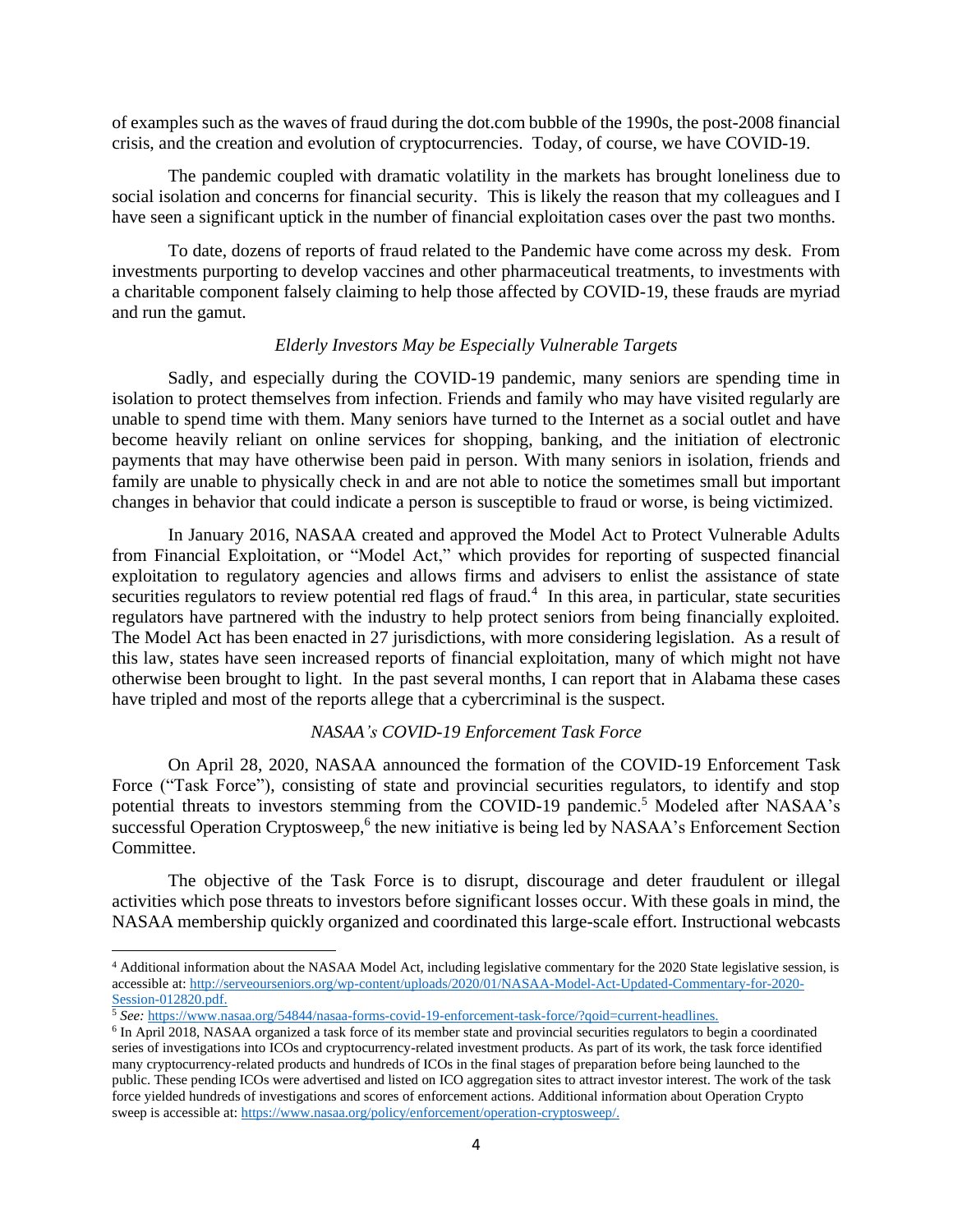of examples such as the waves of fraud during the dot.com bubble of the 1990s, the post-2008 financial crisis, and the creation and evolution of cryptocurrencies. Today, of course, we have COVID-19.

The pandemic coupled with dramatic volatility in the markets has brought loneliness due to social isolation and concerns for financial security. This is likely the reason that my colleagues and I have seen a significant uptick in the number of financial exploitation cases over the past two months.

To date, dozens of reports of fraud related to the Pandemic have come across my desk. From investments purporting to develop vaccines and other pharmaceutical treatments, to investments with a charitable component falsely claiming to help those affected by COVID-19, these frauds are myriad and run the gamut.

*Elderly Investors May be Especially Vulnerable Targets*

Sadly, and especially during the COVID-19 pandemic, many seniors are spending time in isolation to protect themselves from infection. Friends and family who may have visited regularly are unable to spend time with them. Many seniors have turned to the Internet as a social outlet and have become heavily reliant on online services for shopping, banking, and the initiation of electronic payments that may have otherwise been paid in person. With many seniors in isolation, friends and family are unable to physically check in and are not able to notice the sometimes small but important changes in behavior that could indicate a person is susceptible to fraud or worse, is being victimized.

In January 2016, NASAA created and approved the Model Act to Protect Vulnerable Adults from Financial Exploitation, or "Model Act," which provides for reporting of suspected financial exploitation to regulatory agencies and allows firms and advisers to enlist the assistance of state securities regulators to review potential red flags of fraud.[4] In this area, in particular, state securities regulators have partnered with the industry to help protect seniors from being financially exploited. The Model Act has been enacted in 27 jurisdictions, with more considering legislation. As a result of this law, states have seen increased reports of financial exploitation, many of which might not have otherwise been brought to light. In the past several months, I can report that in Alabama these cases have tripled and most of the reports allege that a cybercriminal is the suspect.

*NASAA's COVID-19 Enforcement Task Force*

On April 28, 2020, NASAA announced the formation of the COVID-19 Enforcement Task Force ("Task Force"), consisting of state and provincial securities regulators, to identify and stop potential threats to investors stemming from the COVID-19 pandemic.[5] Modeled after NASAA's successful Operation Cryptosweep,[6] the new initiative is being led by NASAA's Enforcement Section Committee.

The objective of the Task Force is to disrupt, discourage and deter fraudulent or illegal activities which pose threats to investors before significant losses occur. With these goals in mind, the NASAA membership quickly organized and coordinated this large-scale effort. Instructional webcasts

---

[4] Additional information about the NASAA Model Act, including legislative commentary for the 2020 State legislative session, is accessible at: http://serveourseniors.org/wp-content/uploads/2020/01/NASAA-Model-Act-Updated-Commentary-for-2020-Session-012820.pdf.

[5] *See:* https://www.nasaa.org/54844/nasaa-forms-covid-19-enforcement-task-force/?qoid=current-headlines.

[6] In April 2018, NASAA organized a task force of its member state and provincial securities regulators to begin a coordinated series of investigations into ICOs and cryptocurrency-related investment products. As part of its work, the task force identified many cryptocurrency-related products and hundreds of ICOs in the final stages of preparation before being launched to the public. These pending ICOs were advertised and listed on ICO aggregation sites to attract investor interest. The work of the task force yielded hundreds of investigations and scores of enforcement actions. Additional information about Operation Crypto sweep is accessible at: https://www.nasaa.org/policy/enforcement/operation-cryptosweep/.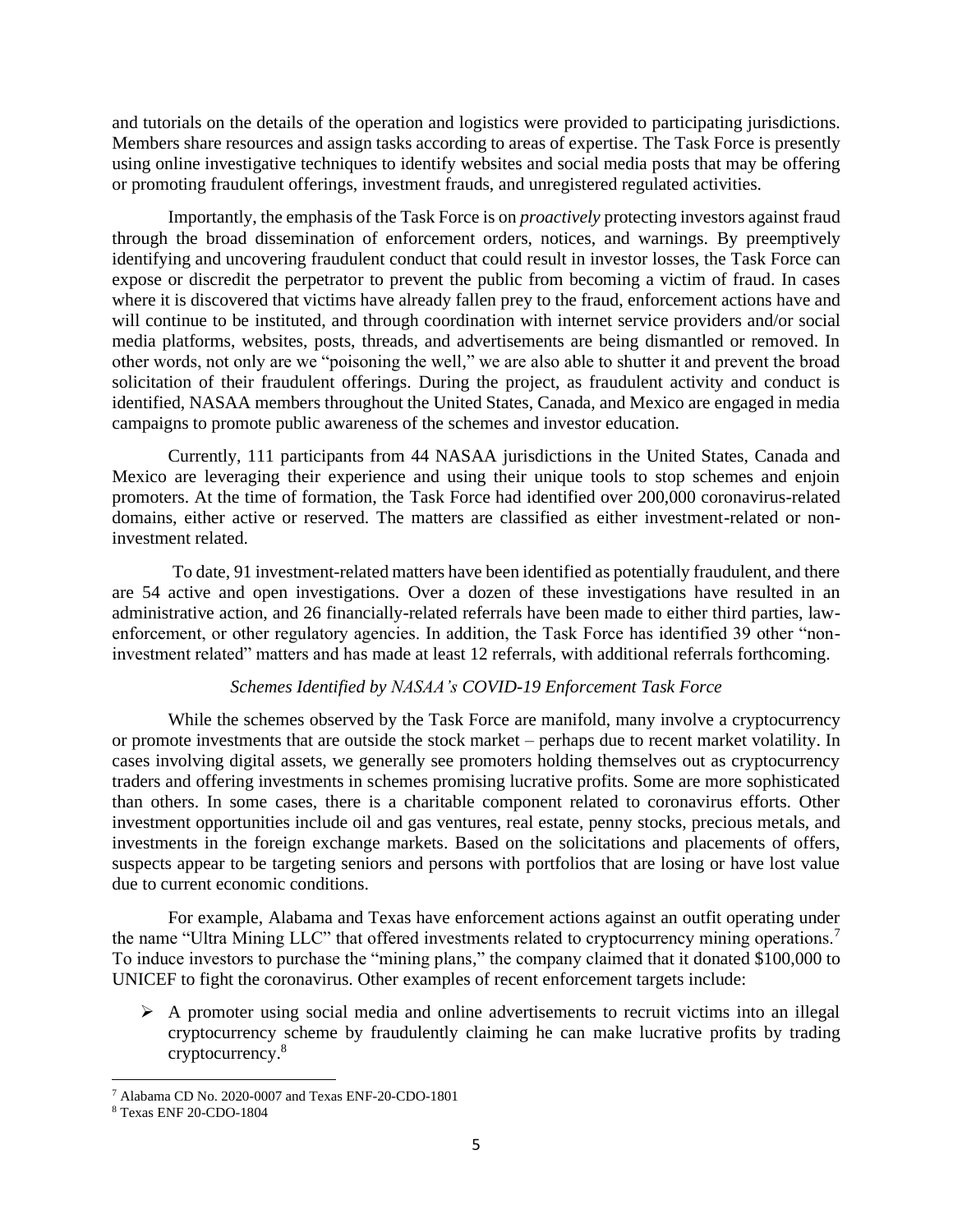and tutorials on the details of the operation and logistics were provided to participating jurisdictions. Members share resources and assign tasks according to areas of expertise. The Task Force is presently using online investigative techniques to identify websites and social media posts that may be offering or promoting fraudulent offerings, investment frauds, and unregistered regulated activities.

Importantly, the emphasis of the Task Force is on *proactively* protecting investors against fraud through the broad dissemination of enforcement orders, notices, and warnings. By preemptively identifying and uncovering fraudulent conduct that could result in investor losses, the Task Force can expose or discredit the perpetrator to prevent the public from becoming a victim of fraud. In cases where it is discovered that victims have already fallen prey to the fraud, enforcement actions have and will continue to be instituted, and through coordination with internet service providers and/or social media platforms, websites, posts, threads, and advertisements are being dismantled or removed. In other words, not only are we "poisoning the well," we are also able to shutter it and prevent the broad solicitation of their fraudulent offerings. During the project, as fraudulent activity and conduct is identified, NASAA members throughout the United States, Canada, and Mexico are engaged in media campaigns to promote public awareness of the schemes and investor education.

Currently, 111 participants from 44 NASAA jurisdictions in the United States, Canada and Mexico are leveraging their experience and using their unique tools to stop schemes and enjoin promoters. At the time of formation, the Task Force had identified over 200,000 coronavirus-related domains, either active or reserved. The matters are classified as either investment-related or non-investment related.

To date, 91 investment-related matters have been identified as potentially fraudulent, and there are 54 active and open investigations. Over a dozen of these investigations have resulted in an administrative action, and 26 financially-related referrals have been made to either third parties, law-enforcement, or other regulatory agencies. In addition, the Task Force has identified 39 other "non-investment related" matters and has made at least 12 referrals, with additional referrals forthcoming.

*Schemes Identified by NASAA's COVID-19 Enforcement Task Force*

While the schemes observed by the Task Force are manifold, many involve a cryptocurrency or promote investments that are outside the stock market – perhaps due to recent market volatility. In cases involving digital assets, we generally see promoters holding themselves out as cryptocurrency traders and offering investments in schemes promising lucrative profits. Some are more sophisticated than others. In some cases, there is a charitable component related to coronavirus efforts. Other investment opportunities include oil and gas ventures, real estate, penny stocks, precious metals, and investments in the foreign exchange markets. Based on the solicitations and placements of offers, suspects appear to be targeting seniors and persons with portfolios that are losing or have lost value due to current economic conditions.

For example, Alabama and Texas have enforcement actions against an outfit operating under the name "Ultra Mining LLC" that offered investments related to cryptocurrency mining operations.[7] To induce investors to purchase the "mining plans," the company claimed that it donated $100,000 to UNICEF to fight the coronavirus. Other examples of recent enforcement targets include:

- A promoter using social media and online advertisements to recruit victims into an illegal cryptocurrency scheme by fraudulently claiming he can make lucrative profits by trading cryptocurrency.[8]

---

[7] Alabama CD No. 2020-0007 and Texas ENF-20-CDO-1801

[8] Texas ENF 20-CDO-1804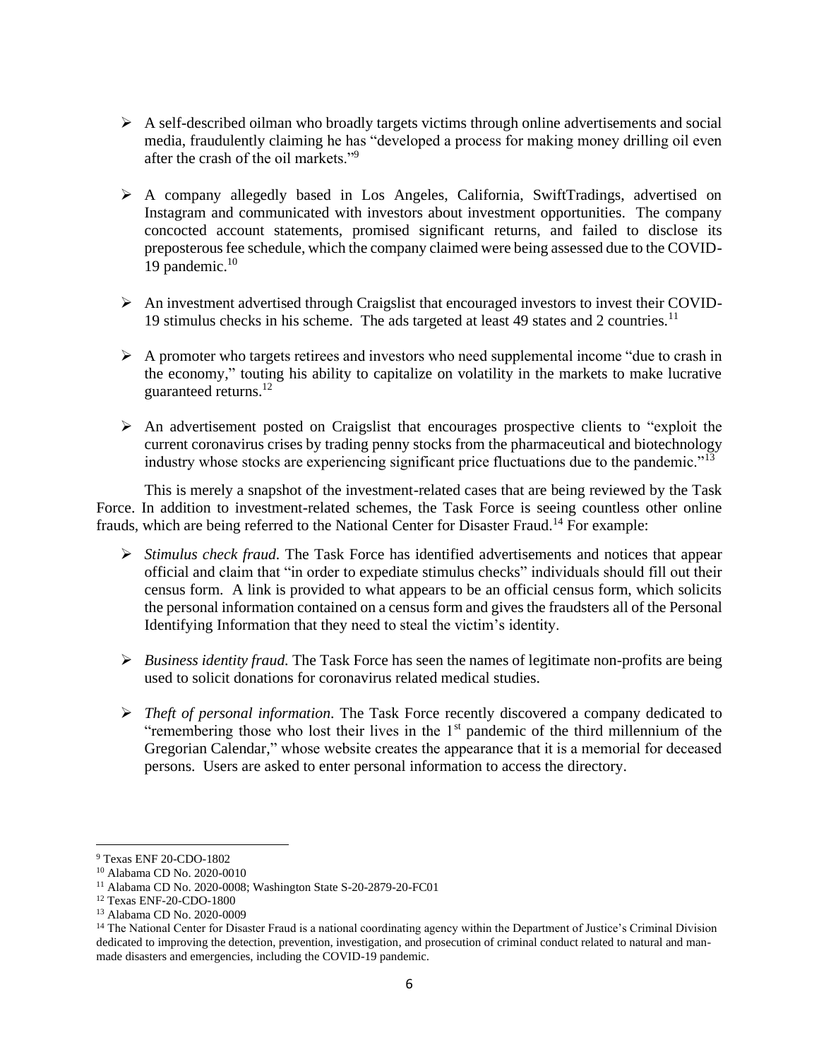- A self-described oilman who broadly targets victims through online advertisements and social media, fraudulently claiming he has "developed a process for making money drilling oil even after the crash of the oil markets."[9]

- A company allegedly based in Los Angeles, California, SwiftTradings, advertised on Instagram and communicated with investors about investment opportunities. The company concocted account statements, promised significant returns, and failed to disclose its preposterous fee schedule, which the company claimed were being assessed due to the COVID-19 pandemic.[10]

- An investment advertised through Craigslist that encouraged investors to invest their COVID-19 stimulus checks in his scheme. The ads targeted at least 49 states and 2 countries.[11]

- A promoter who targets retirees and investors who need supplemental income "due to crash in the economy," touting his ability to capitalize on volatility in the markets to make lucrative guaranteed returns.[12]

- An advertisement posted on Craigslist that encourages prospective clients to "exploit the current coronavirus crises by trading penny stocks from the pharmaceutical and biotechnology industry whose stocks are experiencing significant price fluctuations due to the pandemic."[13]

This is merely a snapshot of the investment-related cases that are being reviewed by the Task Force. In addition to investment-related schemes, the Task Force is seeing countless other online frauds, which are being referred to the National Center for Disaster Fraud.[14] For example:

- *Stimulus check fraud*. The Task Force has identified advertisements and notices that appear official and claim that "in order to expediate stimulus checks" individuals should fill out their census form. A link is provided to what appears to be an official census form, which solicits the personal information contained on a census form and gives the fraudsters all of the Personal Identifying Information that they need to steal the victim's identity.

- *Business identity fraud.* The Task Force has seen the names of legitimate non-profits are being used to solicit donations for coronavirus related medical studies.

- *Theft of personal information*. The Task Force recently discovered a company dedicated to "remembering those who lost their lives in the 1st pandemic of the third millennium of the Gregorian Calendar," whose website creates the appearance that it is a memorial for deceased persons. Users are asked to enter personal information to access the directory.

---

[9] Texas ENF 20-CDO-1802

[10] Alabama CD No. 2020-0010

[11] Alabama CD No. 2020-0008; Washington State S-20-2879-20-FC01

[12] Texas ENF-20-CDO-1800

[13] Alabama CD No. 2020-0009

[14] The National Center for Disaster Fraud is a national coordinating agency within the Department of Justice's Criminal Division dedicated to improving the detection, prevention, investigation, and prosecution of criminal conduct related to natural and man-made disasters and emergencies, including the COVID-19 pandemic.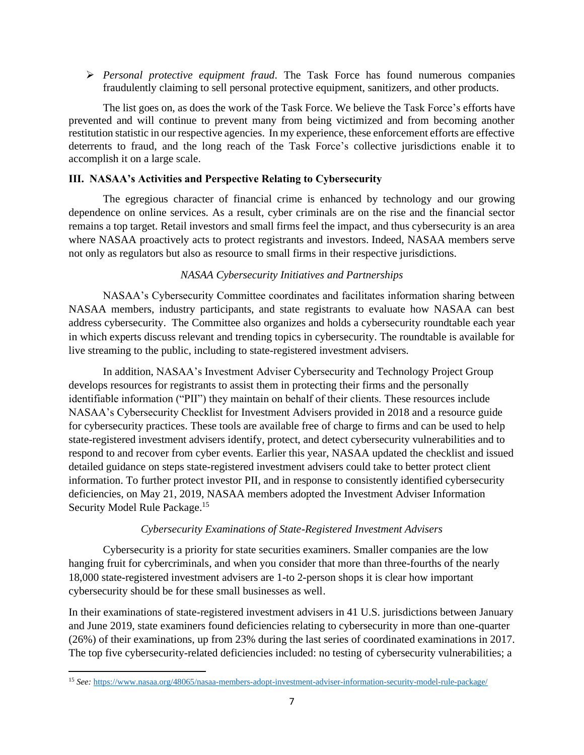- *Personal protective equipment fraud*. The Task Force has found numerous companies fraudulently claiming to sell personal protective equipment, sanitizers, and other products.

The list goes on, as does the work of the Task Force. We believe the Task Force's efforts have prevented and will continue to prevent many from being victimized and from becoming another restitution statistic in our respective agencies. In my experience, these enforcement efforts are effective deterrents to fraud, and the long reach of the Task Force's collective jurisdictions enable it to accomplish it on a large scale.

## III. NASAA's Activities and Perspective Relating to Cybersecurity

The egregious character of financial crime is enhanced by technology and our growing dependence on online services. As a result, cyber criminals are on the rise and the financial sector remains a top target. Retail investors and small firms feel the impact, and thus cybersecurity is an area where NASAA proactively acts to protect registrants and investors. Indeed, NASAA members serve not only as regulators but also as resource to small firms in their respective jurisdictions.

### *NASAA Cybersecurity Initiatives and Partnerships*

NASAA's Cybersecurity Committee coordinates and facilitates information sharing between NASAA members, industry participants, and state registrants to evaluate how NASAA can best address cybersecurity. The Committee also organizes and holds a cybersecurity roundtable each year in which experts discuss relevant and trending topics in cybersecurity. The roundtable is available for live streaming to the public, including to state-registered investment advisers.

In addition, NASAA's Investment Adviser Cybersecurity and Technology Project Group develops resources for registrants to assist them in protecting their firms and the personally identifiable information ("PII") they maintain on behalf of their clients. These resources include NASAA's Cybersecurity Checklist for Investment Advisers provided in 2018 and a resource guide for cybersecurity practices. These tools are available free of charge to firms and can be used to help state-registered investment advisers identify, protect, and detect cybersecurity vulnerabilities and to respond to and recover from cyber events. Earlier this year, NASAA updated the checklist and issued detailed guidance on steps state-registered investment advisers could take to better protect client information. To further protect investor PII, and in response to consistently identified cybersecurity deficiencies, on May 21, 2019, NASAA members adopted the Investment Adviser Information Security Model Rule Package.[15]

### *Cybersecurity Examinations of State-Registered Investment Advisers*

Cybersecurity is a priority for state securities examiners. Smaller companies are the low hanging fruit for cybercriminals, and when you consider that more than three-fourths of the nearly 18,000 state-registered investment advisers are 1-to 2-person shops it is clear how important cybersecurity should be for these small businesses as well.

In their examinations of state-registered investment advisers in 41 U.S. jurisdictions between January and June 2019, state examiners found deficiencies relating to cybersecurity in more than one-quarter (26%) of their examinations, up from 23% during the last series of coordinated examinations in 2017. The top five cybersecurity-related deficiencies included: no testing of cybersecurity vulnerabilities; a

---

[15] *See:* https://www.nasaa.org/48065/nasaa-members-adopt-investment-adviser-information-security-model-rule-package/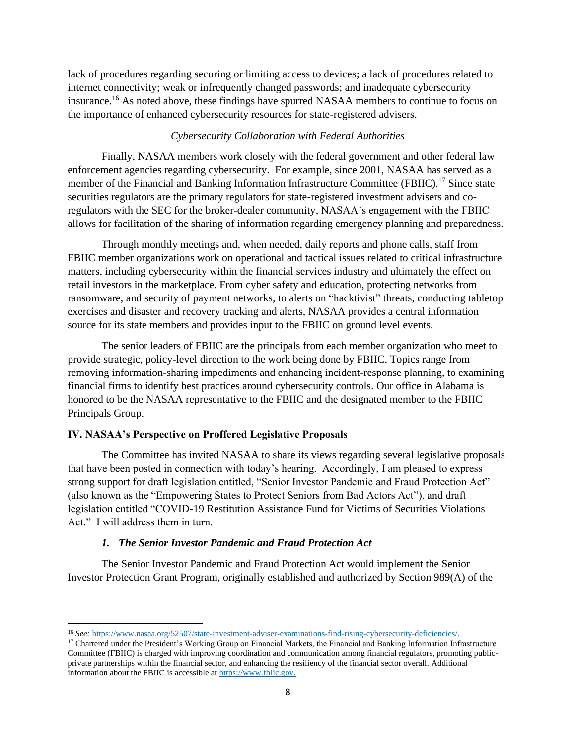lack of procedures regarding securing or limiting access to devices; a lack of procedures related to internet connectivity; weak or infrequently changed passwords; and inadequate cybersecurity insurance.[16] As noted above, these findings have spurred NASAA members to continue to focus on the importance of enhanced cybersecurity resources for state-registered advisers.

*Cybersecurity Collaboration with Federal Authorities*

Finally, NASAA members work closely with the federal government and other federal law enforcement agencies regarding cybersecurity. For example, since 2001, NASAA has served as a member of the Financial and Banking Information Infrastructure Committee (FBIIC).[17] Since state securities regulators are the primary regulators for state-registered investment advisers and co-regulators with the SEC for the broker-dealer community, NASAA's engagement with the FBIIC allows for facilitation of the sharing of information regarding emergency planning and preparedness.

Through monthly meetings and, when needed, daily reports and phone calls, staff from FBIIC member organizations work on operational and tactical issues related to critical infrastructure matters, including cybersecurity within the financial services industry and ultimately the effect on retail investors in the marketplace. From cyber safety and education, protecting networks from ransomware, and security of payment networks, to alerts on "hacktivist" threats, conducting tabletop exercises and disaster and recovery tracking and alerts, NASAA provides a central information source for its state members and provides input to the FBIIC on ground level events.

The senior leaders of FBIIC are the principals from each member organization who meet to provide strategic, policy-level direction to the work being done by FBIIC. Topics range from removing information-sharing impediments and enhancing incident-response planning, to examining financial firms to identify best practices around cybersecurity controls. Our office in Alabama is honored to be the NASAA representative to the FBIIC and the designated member to the FBIIC Principals Group.

## IV. NASAA's Perspective on Proffered Legislative Proposals

The Committee has invited NASAA to share its views regarding several legislative proposals that have been posted in connection with today's hearing. Accordingly, I am pleased to express strong support for draft legislation entitled, "Senior Investor Pandemic and Fraud Protection Act" (also known as the "Empowering States to Protect Seniors from Bad Actors Act"), and draft legislation entitled "COVID-19 Restitution Assistance Fund for Victims of Securities Violations Act." I will address them in turn.

### *1. The Senior Investor Pandemic and Fraud Protection Act*

The Senior Investor Pandemic and Fraud Protection Act would implement the Senior Investor Protection Grant Program, originally established and authorized by Section 989(A) of the

---

[16] *See:* https://www.nasaa.org/52507/state-investment-adviser-examinations-find-rising-cybersecurity-deficiencies/.

[17] Chartered under the President's Working Group on Financial Markets, the Financial and Banking Information Infrastructure Committee (FBIIC) is charged with improving coordination and communication among financial regulators, promoting public-private partnerships within the financial sector, and enhancing the resiliency of the financial sector overall. Additional information about the FBIIC is accessible at https://www.fbiic.gov.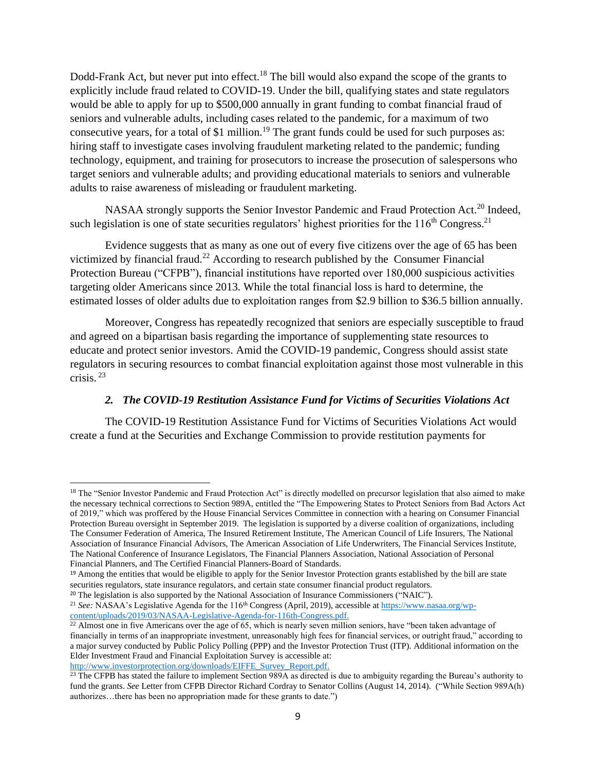Dodd-Frank Act, but never put into effect.[18] The bill would also expand the scope of the grants to explicitly include fraud related to COVID-19. Under the bill, qualifying states and state regulators would be able to apply for up to $500,000 annually in grant funding to combat financial fraud of seniors and vulnerable adults, including cases related to the pandemic, for a maximum of two consecutive years, for a total of $1 million.[19] The grant funds could be used for such purposes as: hiring staff to investigate cases involving fraudulent marketing related to the pandemic; funding technology, equipment, and training for prosecutors to increase the prosecution of salespersons who target seniors and vulnerable adults; and providing educational materials to seniors and vulnerable adults to raise awareness of misleading or fraudulent marketing.

NASAA strongly supports the Senior Investor Pandemic and Fraud Protection Act.[20] Indeed, such legislation is one of state securities regulators' highest priorities for the 116th Congress.[21]

Evidence suggests that as many as one out of every five citizens over the age of 65 has been victimized by financial fraud.[22] According to research published by the Consumer Financial Protection Bureau ("CFPB"), financial institutions have reported over 180,000 suspicious activities targeting older Americans since 2013. While the total financial loss is hard to determine, the estimated losses of older adults due to exploitation ranges from $2.9 billion to $36.5 billion annually.

Moreover, Congress has repeatedly recognized that seniors are especially susceptible to fraud and agreed on a bipartisan basis regarding the importance of supplementing state resources to educate and protect senior investors. Amid the COVID-19 pandemic, Congress should assist state regulators in securing resources to combat financial exploitation against those most vulnerable in this crisis.[23]

### *2. The COVID-19 Restitution Assistance Fund for Victims of Securities Violations Act*

The COVID-19 Restitution Assistance Fund for Victims of Securities Violations Act would create a fund at the Securities and Exchange Commission to provide restitution payments for

---

[18] The "Senior Investor Pandemic and Fraud Protection Act" is directly modelled on precursor legislation that also aimed to make the necessary technical corrections to Section 989A, entitled the "The Empowering States to Protect Seniors from Bad Actors Act of 2019," which was proffered by the House Financial Services Committee in connection with a hearing on Consumer Financial Protection Bureau oversight in September 2019. The legislation is supported by a diverse coalition of organizations, including The Consumer Federation of America, The Insured Retirement Institute, The American Council of Life Insurers, The National Association of Insurance Financial Advisors, The American Association of Life Underwriters, The Financial Services Institute, The National Conference of Insurance Legislators, The Financial Planners Association, National Association of Personal Financial Planners, and The Certified Financial Planners-Board of Standards.

[19] Among the entities that would be eligible to apply for the Senior Investor Protection grants established by the bill are state securities regulators, state insurance regulators, and certain state consumer financial product regulators.

[20] The legislation is also supported by the National Association of Insurance Commissioners ("NAIC").

[21] *See:* NASAA's Legislative Agenda for the 116th Congress (April, 2019), accessible at https://www.nasaa.org/wp-content/uploads/2019/03/NASAA-Legislative-Agenda-for-116th-Congress.pdf.

[22] Almost one in five Americans over the age of 65, which is nearly seven million seniors, have "been taken advantage of financially in terms of an inappropriate investment, unreasonably high fees for financial services, or outright fraud," according to a major survey conducted by Public Policy Polling (PPP) and the Investor Protection Trust (ITP). Additional information on the Elder Investment Fraud and Financial Exploitation Survey is accessible at: http://www.investorprotection.org/downloads/EIFFE_Survey_Report.pdf.

[23] The CFPB has stated the failure to implement Section 989A as directed is due to ambiguity regarding the Bureau's authority to fund the grants. *See* Letter from CFPB Director Richard Cordray to Senator Collins (August 14, 2014). ("While Section 989A(h) authorizes…there has been no appropriation made for these grants to date.")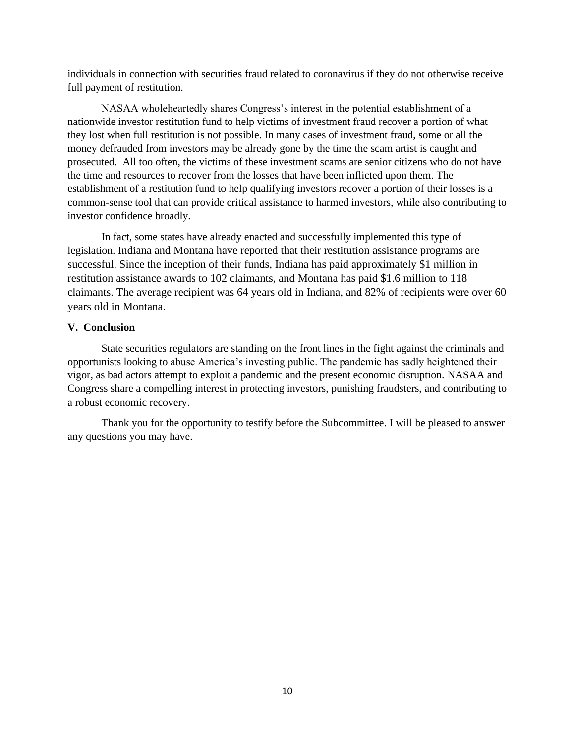individuals in connection with securities fraud related to coronavirus if they do not otherwise receive full payment of restitution.

NASAA wholeheartedly shares Congress's interest in the potential establishment of a nationwide investor restitution fund to help victims of investment fraud recover a portion of what they lost when full restitution is not possible. In many cases of investment fraud, some or all the money defrauded from investors may be already gone by the time the scam artist is caught and prosecuted. All too often, the victims of these investment scams are senior citizens who do not have the time and resources to recover from the losses that have been inflicted upon them. The establishment of a restitution fund to help qualifying investors recover a portion of their losses is a common-sense tool that can provide critical assistance to harmed investors, while also contributing to investor confidence broadly.

In fact, some states have already enacted and successfully implemented this type of legislation. Indiana and Montana have reported that their restitution assistance programs are successful. Since the inception of their funds, Indiana has paid approximately $1 million in restitution assistance awards to 102 claimants, and Montana has paid $1.6 million to 118 claimants. The average recipient was 64 years old in Indiana, and 82% of recipients were over 60 years old in Montana.

## V. Conclusion

State securities regulators are standing on the front lines in the fight against the criminals and opportunists looking to abuse America's investing public. The pandemic has sadly heightened their vigor, as bad actors attempt to exploit a pandemic and the present economic disruption. NASAA and Congress share a compelling interest in protecting investors, punishing fraudsters, and contributing to a robust economic recovery.

Thank you for the opportunity to testify before the Subcommittee. I will be pleased to answer any questions you may have.